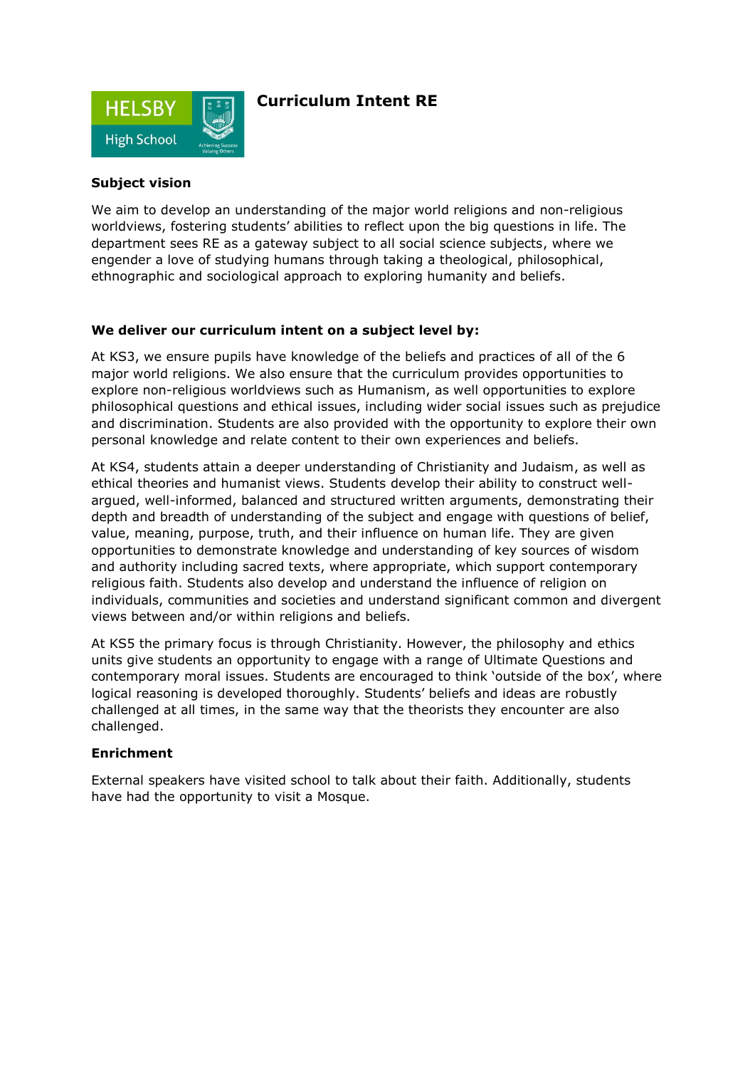# Curriculum Intent RE

**Subject vision**

We aim to develop an understanding of the major world religions and non-religious worldviews, fostering students' abilities to reflect upon the big questions in life. The department sees RE as a gateway subject to all social science subjects, where we engender a love of studying humans through taking a theological, philosophical, ethnographic and sociological approach to exploring humanity and beliefs.

**We deliver our curriculum intent on a subject level by:**

At KS3, we ensure pupils have knowledge of the beliefs and practices of all of the 6 major world religions. We also ensure that the curriculum provides opportunities to explore non-religious worldviews such as Humanism, as well opportunities to explore philosophical questions and ethical issues, including wider social issues such as prejudice and discrimination. Students are also provided with the opportunity to explore their own personal knowledge and relate content to their own experiences and beliefs.

At KS4, students attain a deeper understanding of Christianity and Judaism, as well as ethical theories and humanist views. Students develop their ability to construct well-argued, well-informed, balanced and structured written arguments, demonstrating their depth and breadth of understanding of the subject and engage with questions of belief, value, meaning, purpose, truth, and their influence on human life. They are given opportunities to demonstrate knowledge and understanding of key sources of wisdom and authority including sacred texts, where appropriate, which support contemporary religious faith. Students also develop and understand the influence of religion on individuals, communities and societies and understand significant common and divergent views between and/or within religions and beliefs.

At KS5 the primary focus is through Christianity. However, the philosophy and ethics units give students an opportunity to engage with a range of Ultimate Questions and contemporary moral issues. Students are encouraged to think 'outside of the box', where logical reasoning is developed thoroughly. Students' beliefs and ideas are robustly challenged at all times, in the same way that the theorists they encounter are also challenged.

**Enrichment**

External speakers have visited school to talk about their faith. Additionally, students have had the opportunity to visit a Mosque.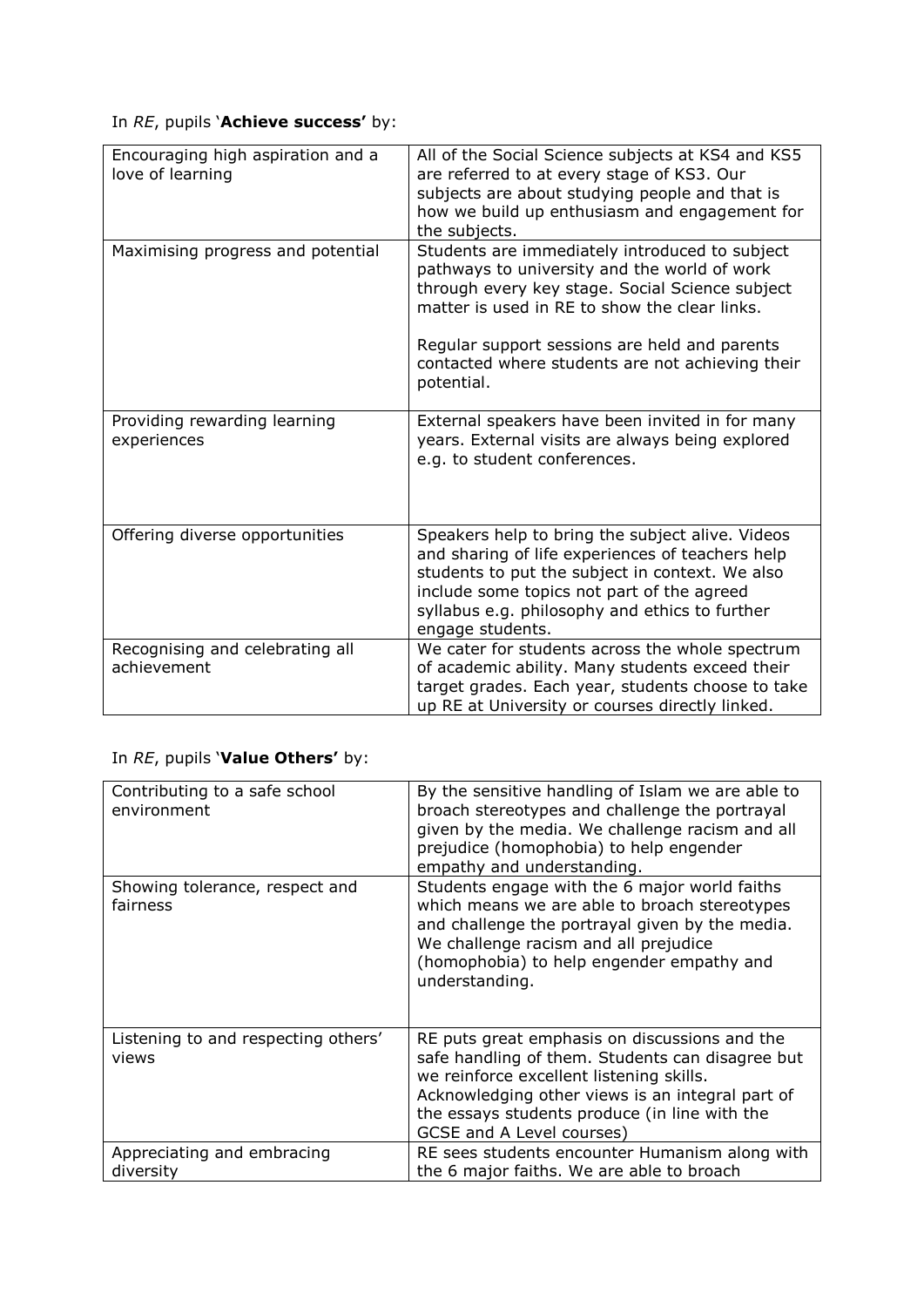In *RE*, pupils '**Achieve success'** by:

| | |
|---|---|
| Encouraging high aspiration and a love of learning | All of the Social Science subjects at KS4 and KS5 are referred to at every stage of KS3. Our subjects are about studying people and that is how we build up enthusiasm and engagement for the subjects. |
| Maximising progress and potential | Students are immediately introduced to subject pathways to university and the world of work through every key stage. Social Science subject matter is used in RE to show the clear links.<br><br>Regular support sessions are held and parents contacted where students are not achieving their potential. |
| Providing rewarding learning experiences | External speakers have been invited in for many years. External visits are always being explored e.g. to student conferences. |
| Offering diverse opportunities | Speakers help to bring the subject alive. Videos and sharing of life experiences of teachers help students to put the subject in context. We also include some topics not part of the agreed syllabus e.g. philosophy and ethics to further engage students. |
| Recognising and celebrating all achievement | We cater for students across the whole spectrum of academic ability. Many students exceed their target grades. Each year, students choose to take up RE at University or courses directly linked. |

In *RE*, pupils '**Value Others'** by:

| | |
|---|---|
| Contributing to a safe school environment | By the sensitive handling of Islam we are able to broach stereotypes and challenge the portrayal given by the media. We challenge racism and all prejudice (homophobia) to help engender empathy and understanding. |
| Showing tolerance, respect and fairness | Students engage with the 6 major world faiths which means we are able to broach stereotypes and challenge the portrayal given by the media. We challenge racism and all prejudice (homophobia) to help engender empathy and understanding. |
| Listening to and respecting others' views | RE puts great emphasis on discussions and the safe handling of them. Students can disagree but we reinforce excellent listening skills. Acknowledging other views is an integral part of the essays students produce (in line with the GCSE and A Level courses) |
| Appreciating and embracing diversity | RE sees students encounter Humanism along with the 6 major faiths. We are able to broach |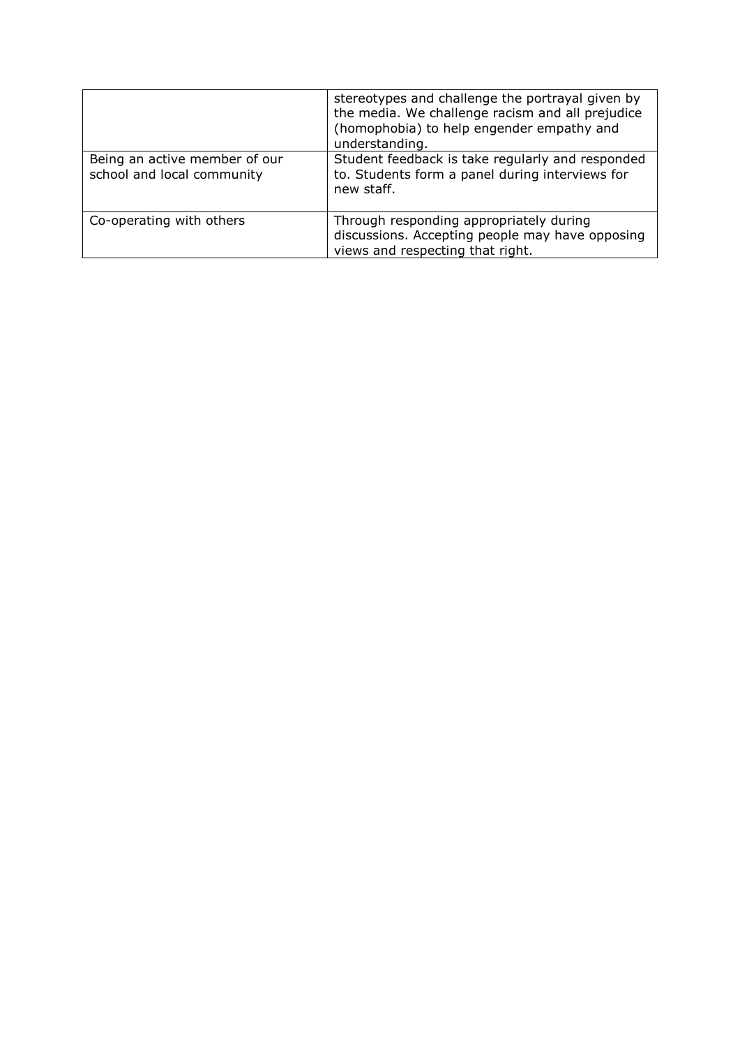| | |
|---|---|
| | stereotypes and challenge the portrayal given by the media. We challenge racism and all prejudice (homophobia) to help engender empathy and understanding. |
| Being an active member of our school and local community | Student feedback is take regularly and responded to. Students form a panel during interviews for new staff. |
| Co-operating with others | Through responding appropriately during discussions. Accepting people may have opposing views and respecting that right. |